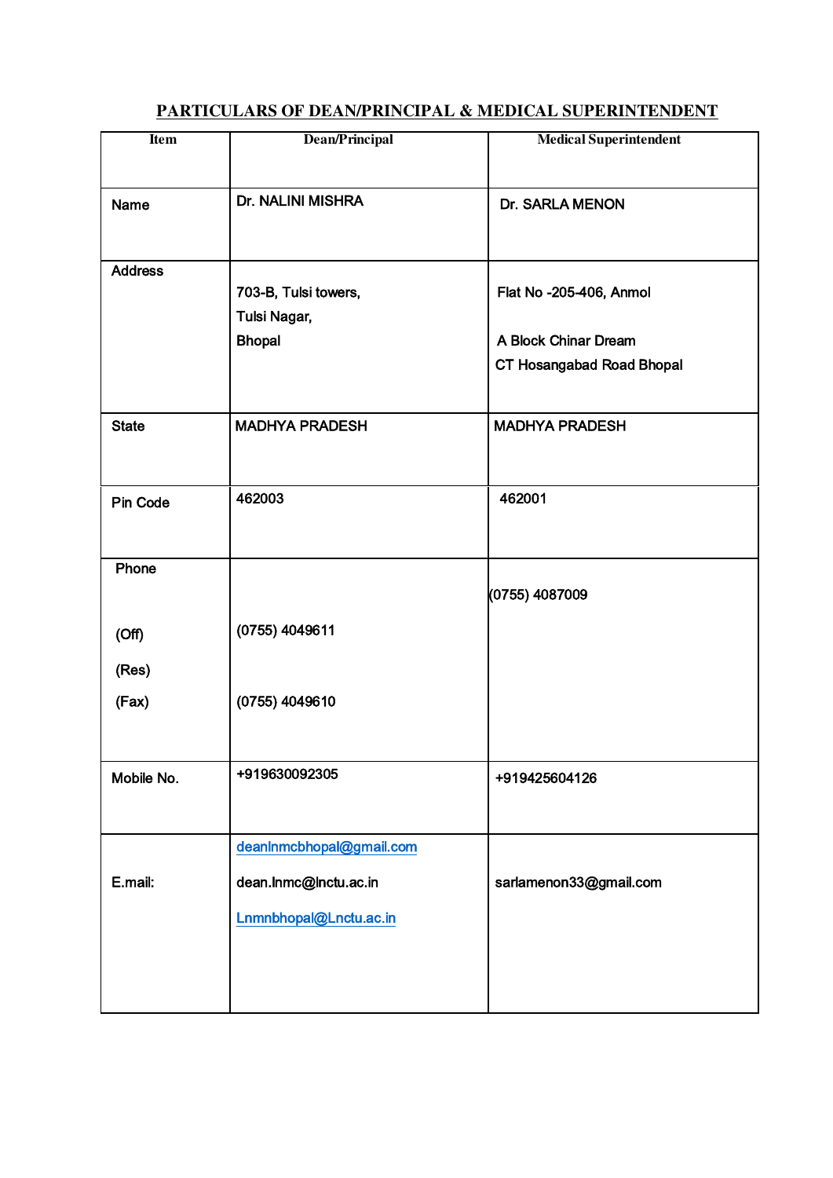## PARTICULARS OF DEAN/PRINCIPAL & MEDICAL SUPERINTENDENT

| Item | Dean/Principal | Medical Superintendent |
|---|---|---|
| Name | Dr. NALINI MISHRA | Dr. SARLA MENON |
| Address | 703-B, Tulsi towers,<br>Tulsi Nagar,<br>Bhopal | Flat No -205-406, Anmol<br>A Block Chinar Dream<br>CT Hosangabad Road Bhopal |
| State | MADHYA PRADESH | MADHYA PRADESH |
| Pin Code | 462003 | 462001 |
| Phone<br>(Off)<br>(Res)<br>(Fax) | <br>(0755) 4049611<br><br>(0755) 4049610 | (0755) 4087009 |
| Mobile No. | +919630092305 | +919425604126 |
| E.mail: | deanlnmcbhopal@gmail.com<br>dean.lnmc@lnctu.ac.in<br>Lnmnbhopal@Lnctu.ac.in | sarlamenon33@gmail.com |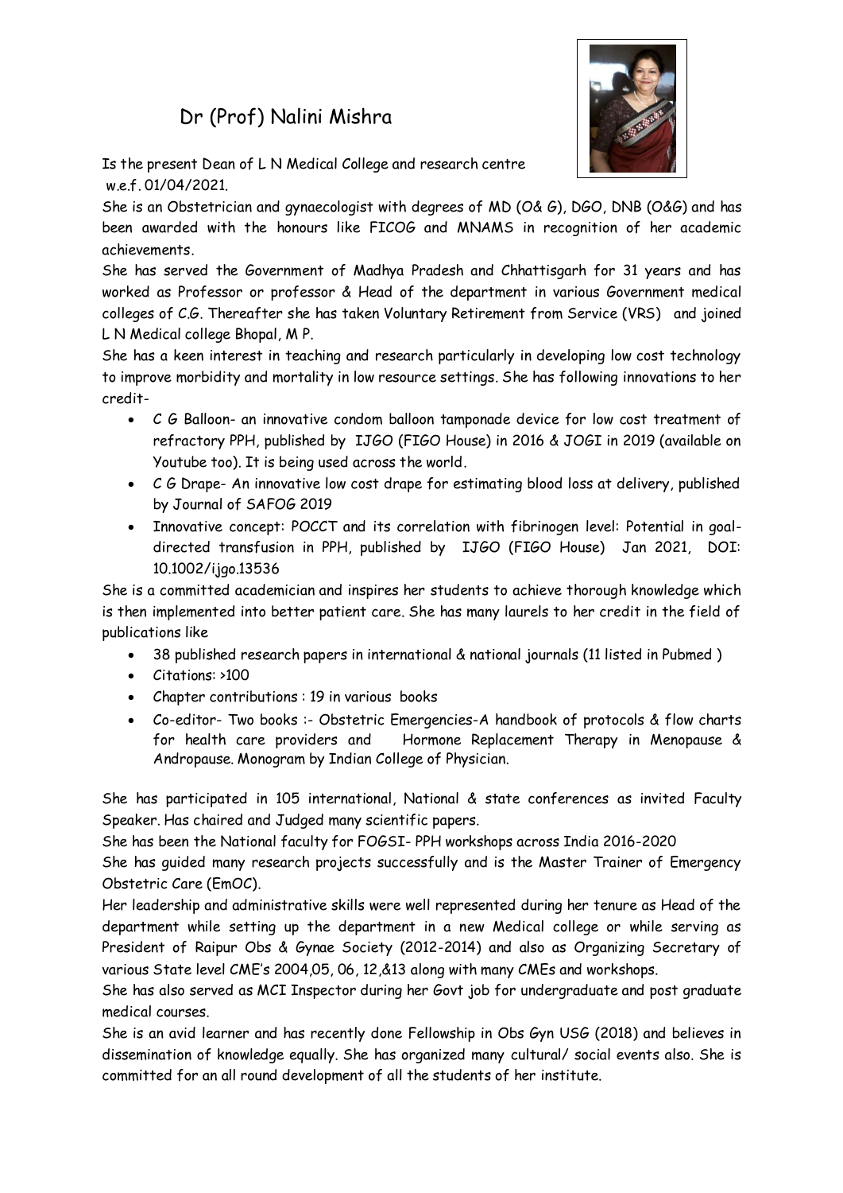# Dr (Prof) Nalini Mishra

Is the present Dean of L N Medical College and research centre w.e.f. 01/04/2021.

She is an Obstetrician and gynaecologist with degrees of MD (O& G), DGO, DNB (O&G) and has been awarded with the honours like FICOG and MNAMS in recognition of her academic achievements.

She has served the Government of Madhya Pradesh and Chhattisgarh for 31 years and has worked as Professor or professor & Head of the department in various Government medical colleges of C.G. Thereafter she has taken Voluntary Retirement from Service (VRS) and joined L N Medical college Bhopal, M P.

She has a keen interest in teaching and research particularly in developing low cost technology to improve morbidity and mortality in low resource settings. She has following innovations to her credit-

- C G Balloon- an innovative condom balloon tamponade device for low cost treatment of refractory PPH, published by IJGO (FIGO House) in 2016 & JOGI in 2019 (available on Youtube too). It is being used across the world.
- C G Drape- An innovative low cost drape for estimating blood loss at delivery, published by Journal of SAFOG 2019
- Innovative concept: POCCT and its correlation with fibrinogen level: Potential in goal-directed transfusion in PPH, published by IJGO (FIGO House) Jan 2021, DOI: 10.1002/ijgo.13536

She is a committed academician and inspires her students to achieve thorough knowledge which is then implemented into better patient care. She has many laurels to her credit in the field of publications like

- 38 published research papers in international & national journals (11 listed in Pubmed )
- Citations: >100
- Chapter contributions : 19 in various books
- Co-editor- Two books :- Obstetric Emergencies-A handbook of protocols & flow charts for health care providers and Hormone Replacement Therapy in Menopause & Andropause. Monogram by Indian College of Physician.

She has participated in 105 international, National & state conferences as invited Faculty Speaker. Has chaired and Judged many scientific papers.

She has been the National faculty for FOGSI- PPH workshops across India 2016-2020

She has guided many research projects successfully and is the Master Trainer of Emergency Obstetric Care (EmOC).

Her leadership and administrative skills were well represented during her tenure as Head of the department while setting up the department in a new Medical college or while serving as President of Raipur Obs & Gynae Society (2012-2014) and also as Organizing Secretary of various State level CME's 2004,05, 06, 12,&13 along with many CMEs and workshops.

She has also served as MCI Inspector during her Govt job for undergraduate and post graduate medical courses.

She is an avid learner and has recently done Fellowship in Obs Gyn USG (2018) and believes in dissemination of knowledge equally. She has organized many cultural/ social events also. She is committed for an all round development of all the students of her institute.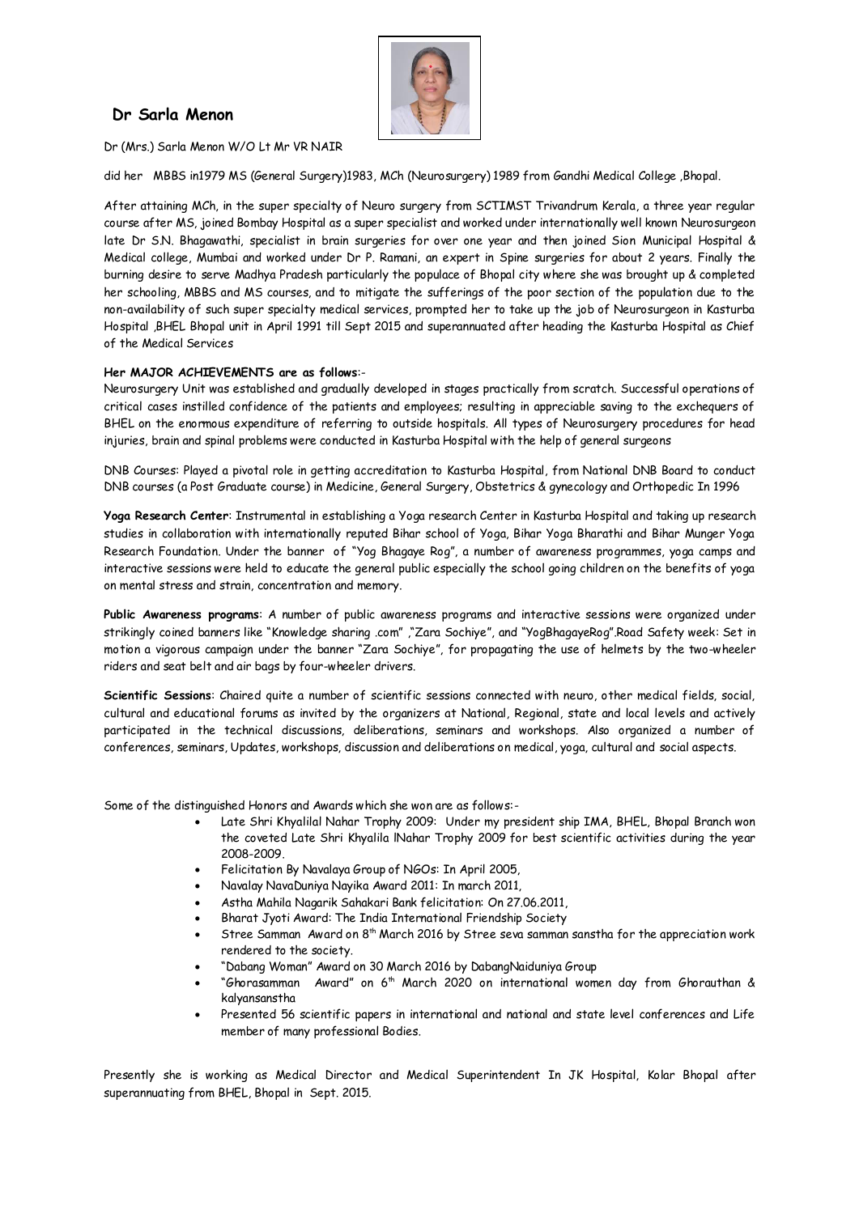## Dr Sarla Menon

Dr (Mrs.) Sarla Menon W/O Lt Mr VR NAIR

did her MBBS in1979 MS (General Surgery)1983, MCh (Neurosurgery) 1989 from Gandhi Medical College ,Bhopal.

After attaining MCh, in the super specialty of Neuro surgery from SCTIMST Trivandrum Kerala, a three year regular course after MS, joined Bombay Hospital as a super specialist and worked under internationally well known Neurosurgeon late Dr S.N. Bhagawathi, specialist in brain surgeries for over one year and then joined Sion Municipal Hospital & Medical college, Mumbai and worked under Dr P. Ramani, an expert in Spine surgeries for about 2 years. Finally the burning desire to serve Madhya Pradesh particularly the populace of Bhopal city where she was brought up & completed her schooling, MBBS and MS courses, and to mitigate the sufferings of the poor section of the population due to the non-availability of such super specialty medical services, prompted her to take up the job of Neurosurgeon in Kasturba Hospital ,BHEL Bhopal unit in April 1991 till Sept 2015 and superannuated after heading the Kasturba Hospital as Chief of the Medical Services

**Her MAJOR ACHIEVEMENTS are as follows**:-

Neurosurgery Unit was established and gradually developed in stages practically from scratch. Successful operations of critical cases instilled confidence of the patients and employees; resulting in appreciable saving to the exchequers of BHEL on the enormous expenditure of referring to outside hospitals. All types of Neurosurgery procedures for head injuries, brain and spinal problems were conducted in Kasturba Hospital with the help of general surgeons

DNB Courses: Played a pivotal role in getting accreditation to Kasturba Hospital, from National DNB Board to conduct DNB courses (a Post Graduate course) in Medicine, General Surgery, Obstetrics & gynecology and Orthopedic In 1996

**Yoga Research Center**: Instrumental in establishing a Yoga research Center in Kasturba Hospital and taking up research studies in collaboration with internationally reputed Bihar school of Yoga, Bihar Yoga Bharathi and Bihar Munger Yoga Research Foundation. Under the banner of "Yog Bhagaye Rog", a number of awareness programmes, yoga camps and interactive sessions were held to educate the general public especially the school going children on the benefits of yoga on mental stress and strain, concentration and memory.

**Public Awareness programs**: A number of public awareness programs and interactive sessions were organized under strikingly coined banners like "Knowledge sharing .com" ,"Zara Sochiye", and "YogBhagayeRog".Road Safety week: Set in motion a vigorous campaign under the banner "Zara Sochiye", for propagating the use of helmets by the two-wheeler riders and seat belt and air bags by four-wheeler drivers.

**Scientific Sessions**: Chaired quite a number of scientific sessions connected with neuro, other medical fields, social, cultural and educational forums as invited by the organizers at National, Regional, state and local levels and actively participated in the technical discussions, deliberations, seminars and workshops. Also organized a number of conferences, seminars, Updates, workshops, discussion and deliberations on medical, yoga, cultural and social aspects.

Some of the distinguished Honors and Awards which she won are as follows:-

- Late Shri Khyalilal Nahar Trophy 2009: Under my president ship IMA, BHEL, Bhopal Branch won the coveted Late Shri Khyalila lNahar Trophy 2009 for best scientific activities during the year 2008-2009.
- Felicitation By Navalaya Group of NGOs: In April 2005,
- Navalay NavaDuniya Nayika Award 2011: In march 2011,
- Astha Mahila Nagarik Sahakari Bank felicitation: On 27.06.2011,
- Bharat Jyoti Award: The India International Friendship Society
- Stree Samman Award on 8th March 2016 by Stree seva samman sanstha for the appreciation work rendered to the society.
- "Dabang Woman" Award on 30 March 2016 by DabangNaiduniya Group
- "Ghorasamman Award" on 6th March 2020 on international women day from Ghorauthan & kalyansanstha
- Presented 56 scientific papers in international and national and state level conferences and Life member of many professional Bodies.

Presently she is working as Medical Director and Medical Superintendent In JK Hospital, Kolar Bhopal after superannuating from BHEL, Bhopal in Sept. 2015.